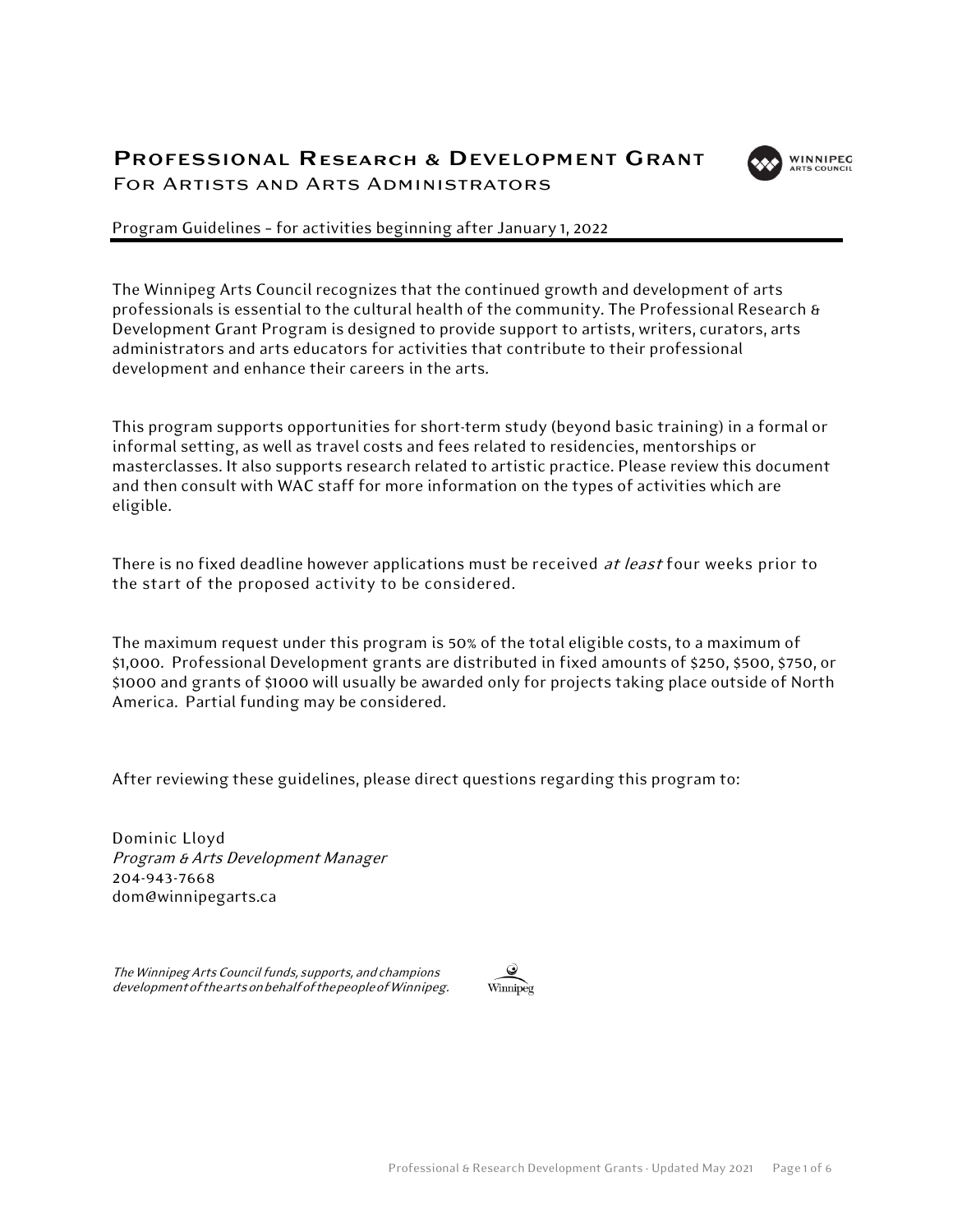# Professional Research & Development Grant

## For Artists and Arts Administrators

Program Guidelines – for activities beginning after January 1, 2022

The Winnipeg Arts Council recognizes that the continued growth and development of arts professionals is essential to the cultural health of the community. The Professional Research & Development Grant Program is designed to provide support to artists, writers, curators, arts administrators and arts educators for activities that contribute to their professional development and enhance their careers in the arts.

This program supports opportunities for short-term study (beyond basic training) in a formal or informal setting, as well as travel costs and fees related to residencies, mentorships or masterclasses. It also supports research related to artistic practice. Please review this document and then consult with WAC staff for more information on the types of activities which are eligible.

There is no fixed deadline however applications must be received *at least* four weeks prior to the start of the proposed activity to be considered.

The maximum request under this program is 50% of the total eligible costs, to a maximum of $1,000. Professional Development grants are distributed in fixed amounts of $250, $500, $750, or $1000 and grants of $1000 will usually be awarded only for projects taking place outside of North America. Partial funding may be considered.

After reviewing these guidelines, please direct questions regarding this program to:

Dominic Lloyd
*Program & Arts Development Manager*
204-943-7668
dom@winnipegarts.ca

*The Winnipeg Arts Council funds, supports, and champions development of the arts on behalf of the people of Winnipeg.*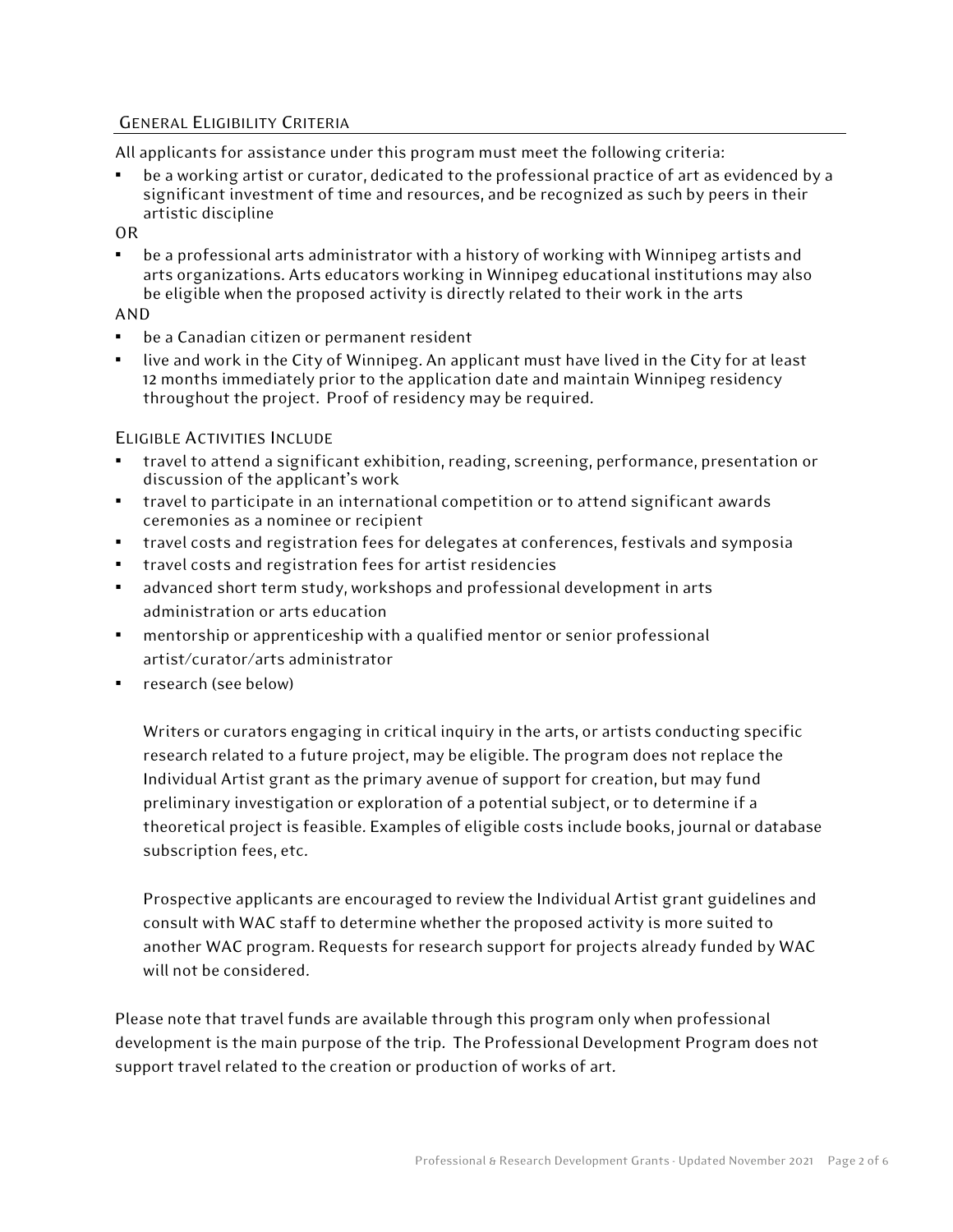## General Eligibility Criteria

All applicants for assistance under this program must meet the following criteria:

- be a working artist or curator, dedicated to the professional practice of art as evidenced by a significant investment of time and resources, and be recognized as such by peers in their artistic discipline

OR

- be a professional arts administrator with a history of working with Winnipeg artists and arts organizations. Arts educators working in Winnipeg educational institutions may also be eligible when the proposed activity is directly related to their work in the arts

AND

- be a Canadian citizen or permanent resident
- live and work in the City of Winnipeg. An applicant must have lived in the City for at least 12 months immediately prior to the application date and maintain Winnipeg residency throughout the project. Proof of residency may be required.

### Eligible Activities Include

- travel to attend a significant exhibition, reading, screening, performance, presentation or discussion of the applicant's work
- travel to participate in an international competition or to attend significant awards ceremonies as a nominee or recipient
- travel costs and registration fees for delegates at conferences, festivals and symposia
- travel costs and registration fees for artist residencies
- advanced short term study, workshops and professional development in arts administration or arts education
- mentorship or apprenticeship with a qualified mentor or senior professional artist/curator/arts administrator
- research (see below)

  Writers or curators engaging in critical inquiry in the arts, or artists conducting specific research related to a future project, may be eligible. The program does not replace the Individual Artist grant as the primary avenue of support for creation, but may fund preliminary investigation or exploration of a potential subject, or to determine if a theoretical project is feasible. Examples of eligible costs include books, journal or database subscription fees, etc.

  Prospective applicants are encouraged to review the Individual Artist grant guidelines and consult with WAC staff to determine whether the proposed activity is more suited to another WAC program. Requests for research support for projects already funded by WAC will not be considered.

Please note that travel funds are available through this program only when professional development is the main purpose of the trip. The Professional Development Program does not support travel related to the creation or production of works of art.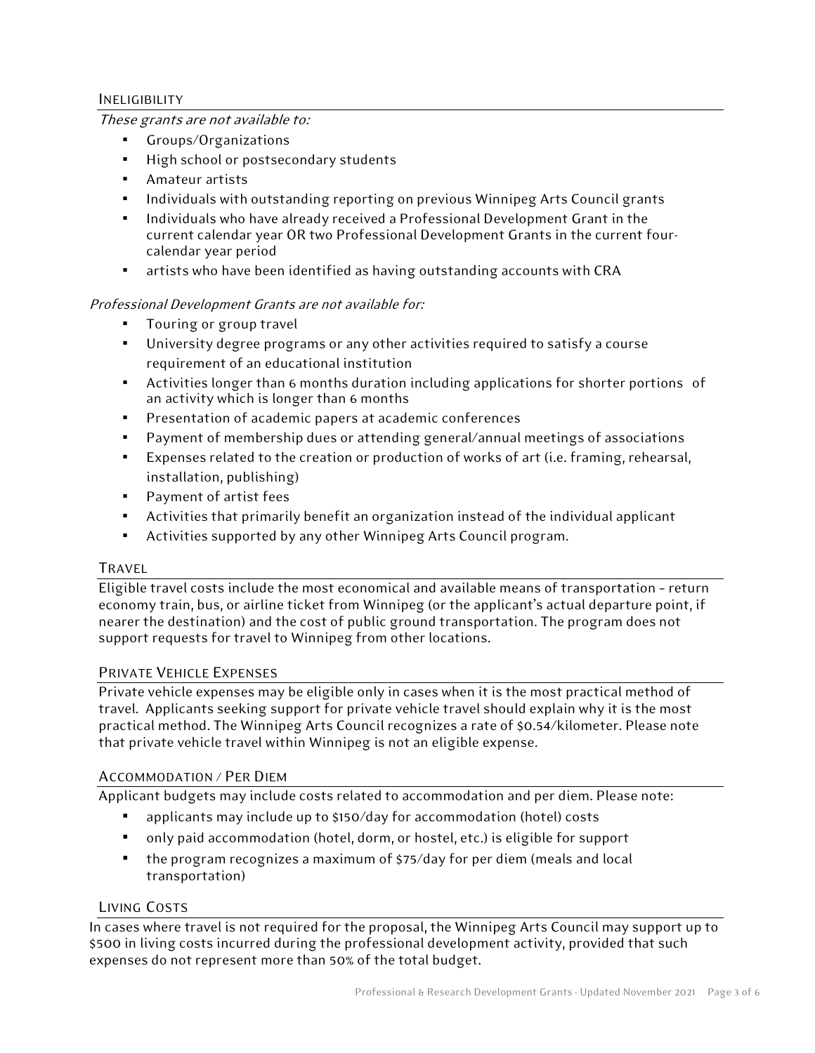## Ineligibility

*These grants are not available to:*

- Groups/Organizations
- High school or postsecondary students
- Amateur artists
- Individuals with outstanding reporting on previous Winnipeg Arts Council grants
- Individuals who have already received a Professional Development Grant in the current calendar year OR two Professional Development Grants in the current four-calendar year period
- artists who have been identified as having outstanding accounts with CRA

*Professional Development Grants are not available for:*

- Touring or group travel
- University degree programs or any other activities required to satisfy a course requirement of an educational institution
- Activities longer than 6 months duration including applications for shorter portions of an activity which is longer than 6 months
- Presentation of academic papers at academic conferences
- Payment of membership dues or attending general/annual meetings of associations
- Expenses related to the creation or production of works of art (i.e. framing, rehearsal, installation, publishing)
- Payment of artist fees
- Activities that primarily benefit an organization instead of the individual applicant
- Activities supported by any other Winnipeg Arts Council program.

## Travel

Eligible travel costs include the most economical and available means of transportation – return economy train, bus, or airline ticket from Winnipeg (or the applicant's actual departure point, if nearer the destination) and the cost of public ground transportation. The program does not support requests for travel to Winnipeg from other locations.

## Private Vehicle Expenses

Private vehicle expenses may be eligible only in cases when it is the most practical method of travel. Applicants seeking support for private vehicle travel should explain why it is the most practical method. The Winnipeg Arts Council recognizes a rate of $0.54/kilometer. Please note that private vehicle travel within Winnipeg is not an eligible expense.

## Accommodation / Per Diem

Applicant budgets may include costs related to accommodation and per diem. Please note:

- applicants may include up to $150/day for accommodation (hotel) costs
- only paid accommodation (hotel, dorm, or hostel, etc.) is eligible for support
- the program recognizes a maximum of $75/day for per diem (meals and local transportation)

## Living Costs

In cases where travel is not required for the proposal, the Winnipeg Arts Council may support up to $500 in living costs incurred during the professional development activity, provided that such expenses do not represent more than 50% of the total budget.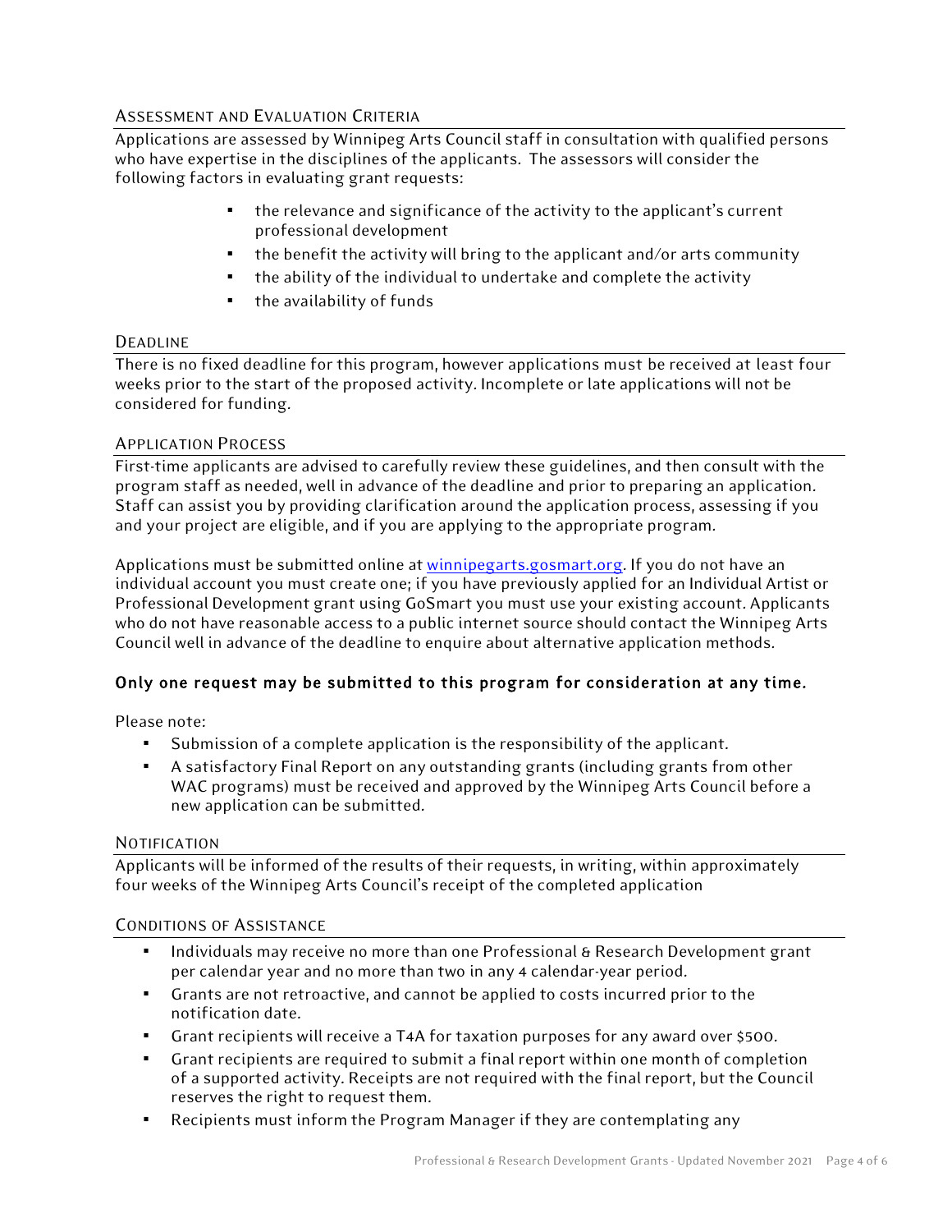## Assessment and Evaluation Criteria

Applications are assessed by Winnipeg Arts Council staff in consultation with qualified persons who have expertise in the disciplines of the applicants. The assessors will consider the following factors in evaluating grant requests:

- the relevance and significance of the activity to the applicant's current professional development
- the benefit the activity will bring to the applicant and/or arts community
- the ability of the individual to undertake and complete the activity
- the availability of funds

## Deadline

There is no fixed deadline for this program, however applications must be received at least four weeks prior to the start of the proposed activity. Incomplete or late applications will not be considered for funding.

## Application Process

First-time applicants are advised to carefully review these guidelines, and then consult with the program staff as needed, well in advance of the deadline and prior to preparing an application. Staff can assist you by providing clarification around the application process, assessing if you and your project are eligible, and if you are applying to the appropriate program.

Applications must be submitted online at [winnipegarts.gosmart.org](winnipegarts.gosmart.org). If you do not have an individual account you must create one; if you have previously applied for an Individual Artist or Professional Development grant using GoSmart you must use your existing account. Applicants who do not have reasonable access to a public internet source should contact the Winnipeg Arts Council well in advance of the deadline to enquire about alternative application methods.

**Only one request may be submitted to this program for consideration at any time.**

Please note:

- Submission of a complete application is the responsibility of the applicant.
- A satisfactory Final Report on any outstanding grants (including grants from other WAC programs) must be received and approved by the Winnipeg Arts Council before a new application can be submitted.

## Notification

Applicants will be informed of the results of their requests, in writing, within approximately four weeks of the Winnipeg Arts Council's receipt of the completed application

## Conditions of Assistance

- Individuals may receive no more than one Professional & Research Development grant per calendar year and no more than two in any 4 calendar-year period.
- Grants are not retroactive, and cannot be applied to costs incurred prior to the notification date.
- Grant recipients will receive a T4A for taxation purposes for any award over $500.
- Grant recipients are required to submit a final report within one month of completion of a supported activity. Receipts are not required with the final report, but the Council reserves the right to request them.
- Recipients must inform the Program Manager if they are contemplating any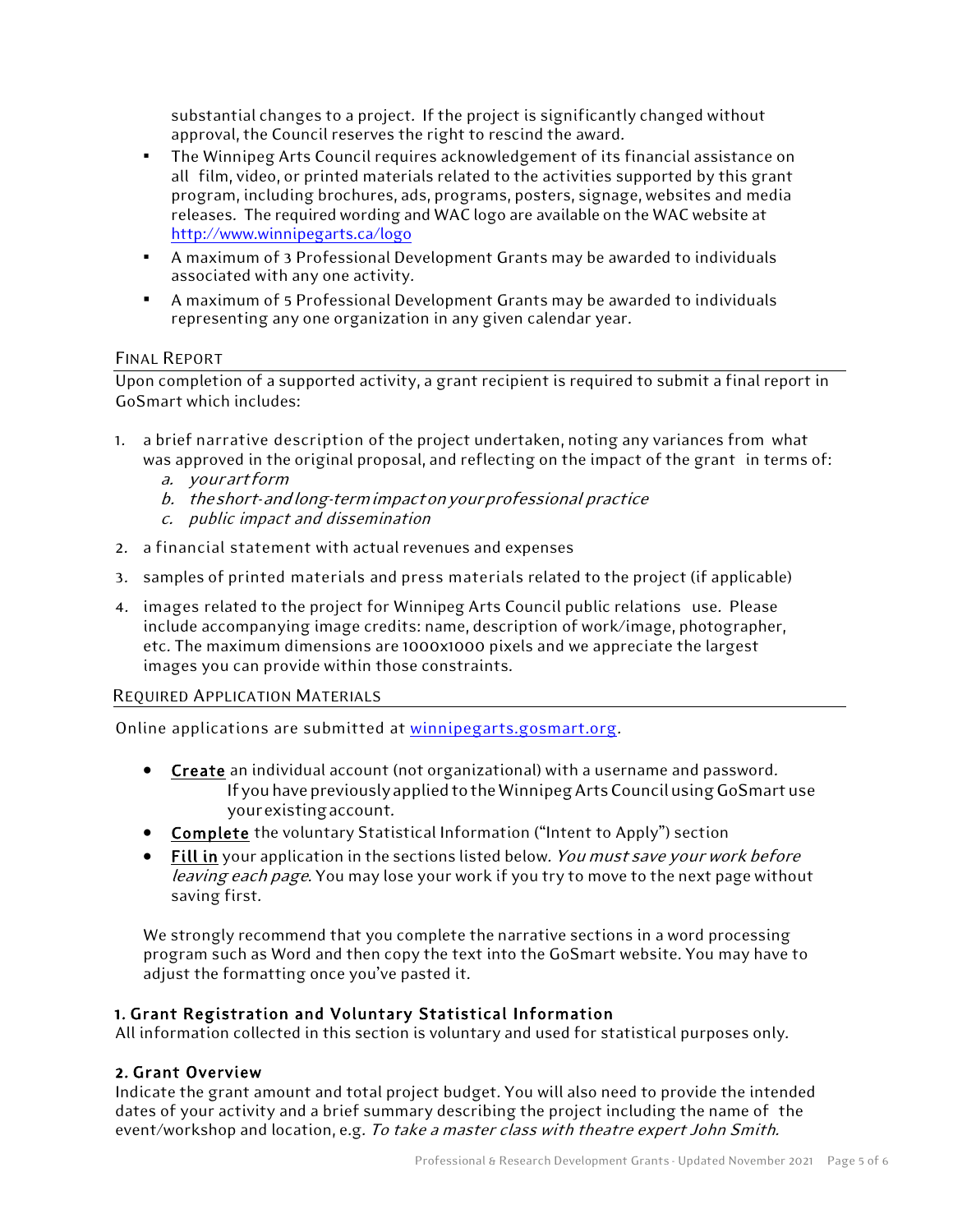substantial changes to a project. If the project is significantly changed without approval, the Council reserves the right to rescind the award.

- The Winnipeg Arts Council requires acknowledgement of its financial assistance on all film, video, or printed materials related to the activities supported by this grant program, including brochures, ads, programs, posters, signage, websites and media releases. The required wording and WAC logo are available on the WAC website at http://www.winnipegarts.ca/logo
- A maximum of 3 Professional Development Grants may be awarded to individuals associated with any one activity.
- A maximum of 5 Professional Development Grants may be awarded to individuals representing any one organization in any given calendar year.

## Final Report

Upon completion of a supported activity, a grant recipient is required to submit a final report in GoSmart which includes:

1. a brief narrative description of the project undertaken, noting any variances from what was approved in the original proposal, and reflecting on the impact of the grant in terms of:
   a. *your art form*
   b. *the short-and long-term impact on your professional practice*
   c. *public impact and dissemination*
2. a financial statement with actual revenues and expenses
3. samples of printed materials and press materials related to the project (if applicable)
4. images related to the project for Winnipeg Arts Council public relations use. Please include accompanying image credits: name, description of work/image, photographer, etc. The maximum dimensions are 1000x1000 pixels and we appreciate the largest images you can provide within those constraints.

## Required Application Materials

Online applications are submitted at winnipegarts.gosmart.org.

- **Create** an individual account (not organizational) with a username and password. If you have previously applied to the Winnipeg Arts Council using GoSmart use your existing account.
- **Complete** the voluntary Statistical Information ("Intent to Apply") section
- **Fill in** your application in the sections listed below. *You must save your work before leaving each page.* You may lose your work if you try to move to the next page without saving first.

We strongly recommend that you complete the narrative sections in a word processing program such as Word and then copy the text into the GoSmart website. You may have to adjust the formatting once you've pasted it.

### 1. Grant Registration and Voluntary Statistical Information

All information collected in this section is voluntary and used for statistical purposes only.

### 2. Grant Overview

Indicate the grant amount and total project budget. You will also need to provide the intended dates of your activity and a brief summary describing the project including the name of the event/workshop and location, e.g. *To take a master class with theatre expert John Smith.*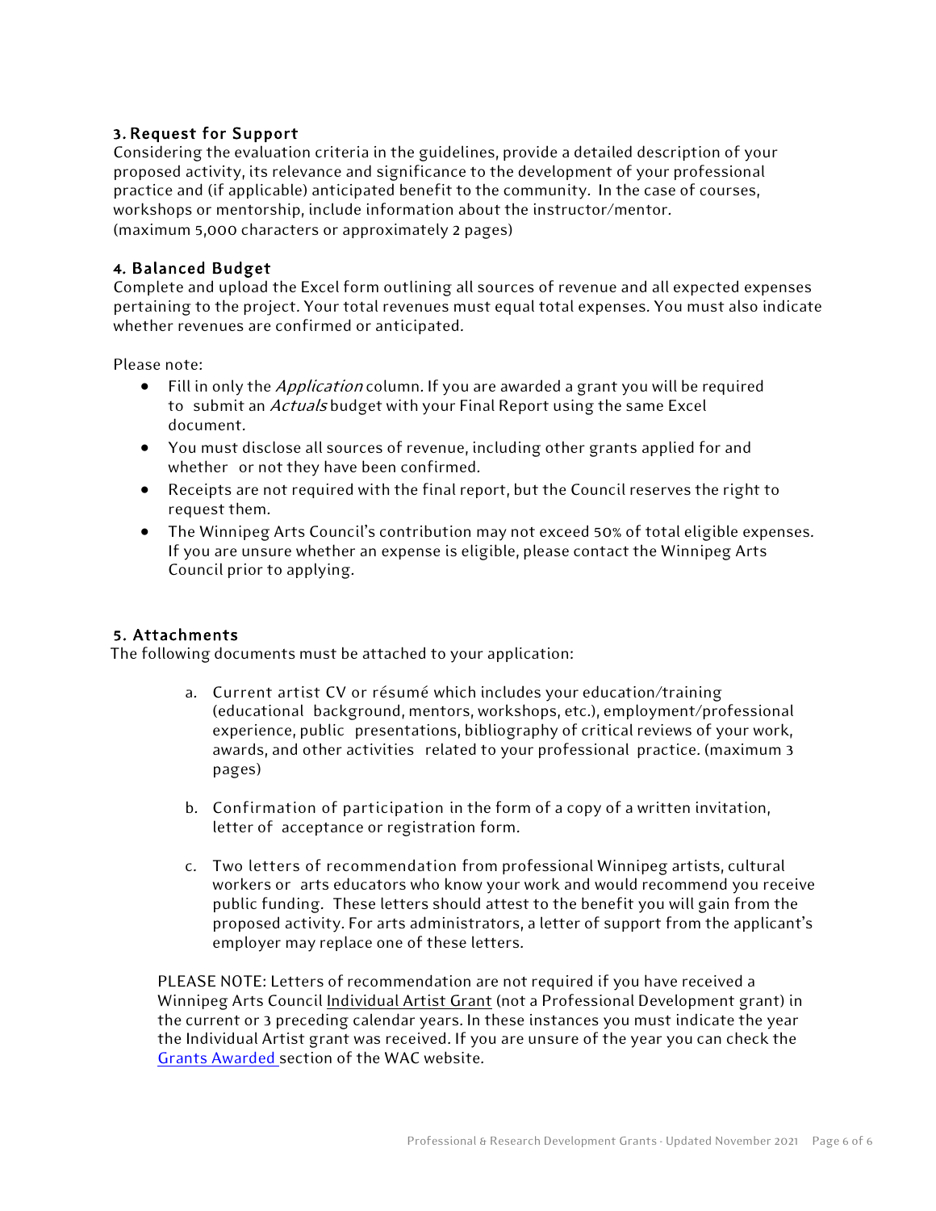### 3. Request for Support

Considering the evaluation criteria in the guidelines, provide a detailed description of your proposed activity, its relevance and significance to the development of your professional practice and (if applicable) anticipated benefit to the community. In the case of courses, workshops or mentorship, include information about the instructor/mentor. (maximum 5,000 characters or approximately 2 pages)

### 4. Balanced Budget

Complete and upload the Excel form outlining all sources of revenue and all expected expenses pertaining to the project. Your total revenues must equal total expenses. You must also indicate whether revenues are confirmed or anticipated.

Please note:

- Fill in only the *Application* column. If you are awarded a grant you will be required to submit an *Actuals* budget with your Final Report using the same Excel document.
- You must disclose all sources of revenue, including other grants applied for and whether or not they have been confirmed.
- Receipts are not required with the final report, but the Council reserves the right to request them.
- The Winnipeg Arts Council's contribution may not exceed 50% of total eligible expenses. If you are unsure whether an expense is eligible, please contact the Winnipeg Arts Council prior to applying.

### 5. Attachments

The following documents must be attached to your application:

a. Current artist CV or résumé which includes your education/training (educational background, mentors, workshops, etc.), employment/professional experience, public presentations, bibliography of critical reviews of your work, awards, and other activities related to your professional practice. (maximum 3 pages)

b. Confirmation of participation in the form of a copy of a written invitation, letter of acceptance or registration form.

c. Two letters of recommendation from professional Winnipeg artists, cultural workers or arts educators who know your work and would recommend you receive public funding. These letters should attest to the benefit you will gain from the proposed activity. For arts administrators, a letter of support from the applicant's employer may replace one of these letters.

PLEASE NOTE: Letters of recommendation are not required if you have received a Winnipeg Arts Council Individual Artist Grant (not a Professional Development grant) in the current or 3 preceding calendar years. In these instances you must indicate the year the Individual Artist grant was received. If you are unsure of the year you can check the Grants Awarded section of the WAC website.